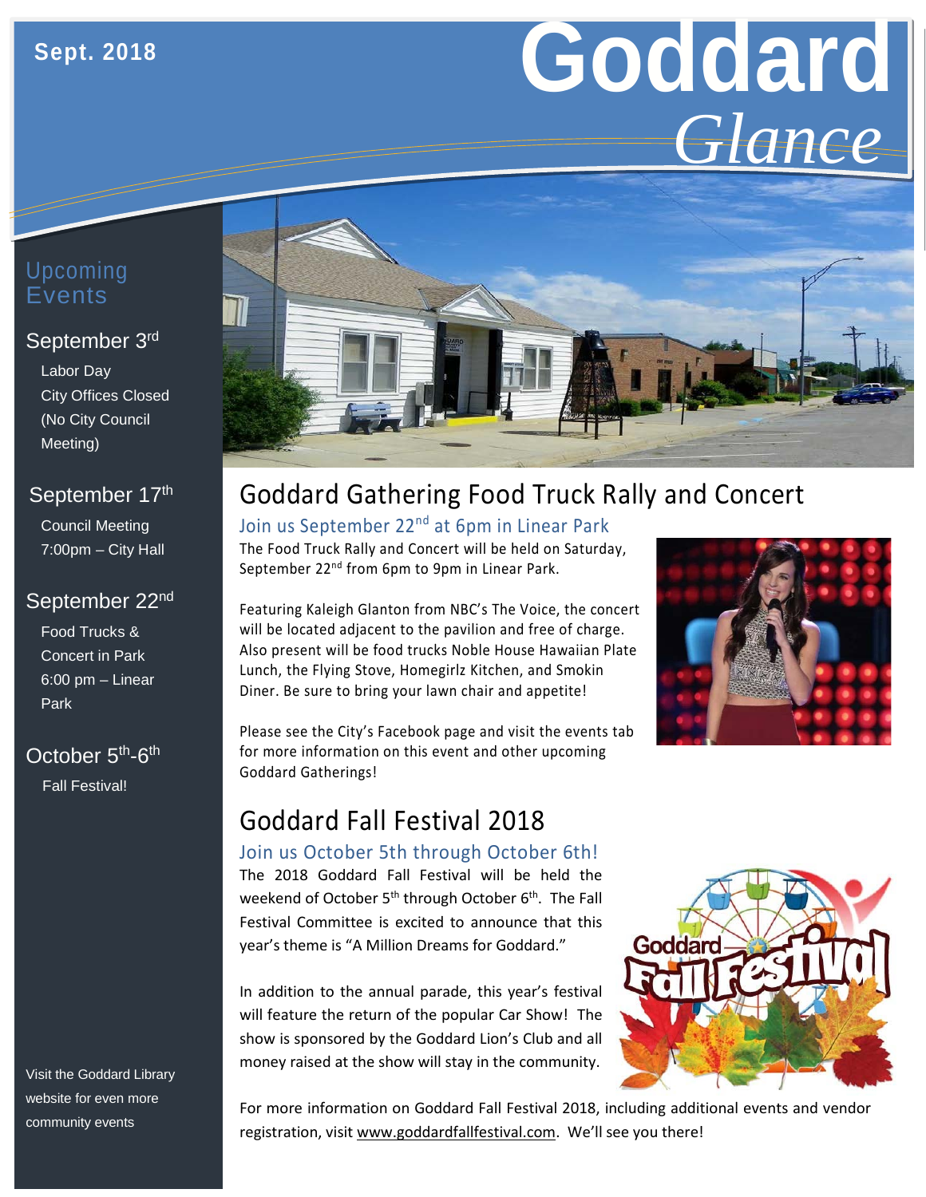Sept. 2018

# Goddard *Glance*

## Upcoming Events

**September 3rd**

Labor Day
City Offices Closed
(No City Council Meeting)

**September 17th**

Council Meeting
7:00pm – City Hall

**September 22nd**

Food Trucks & Concert in Park
6:00 pm – Linear Park

**October 5th-6th**

Fall Festival!

Visit the Goddard Library website for even more community events

## Goddard Gathering Food Truck Rally and Concert

### Join us September 22nd at 6pm in Linear Park

The Food Truck Rally and Concert will be held on Saturday, September 22nd from 6pm to 9pm in Linear Park.

Featuring Kaleigh Glanton from NBC's The Voice, the concert will be located adjacent to the pavilion and free of charge. Also present will be food trucks Noble House Hawaiian Plate Lunch, the Flying Stove, Homegirlz Kitchen, and Smokin Diner. Be sure to bring your lawn chair and appetite!

Please see the City's Facebook page and visit the events tab for more information on this event and other upcoming Goddard Gatherings!

## Goddard Fall Festival 2018

### Join us October 5th through October 6th!

The 2018 Goddard Fall Festival will be held the weekend of October 5th through October 6th. The Fall Festival Committee is excited to announce that this year's theme is "A Million Dreams for Goddard."

In addition to the annual parade, this year's festival will feature the return of the popular Car Show! The show is sponsored by the Goddard Lion's Club and all money raised at the show will stay in the community.

For more information on Goddard Fall Festival 2018, including additional events and vendor registration, visit www.goddardfallfestival.com. We'll see you there!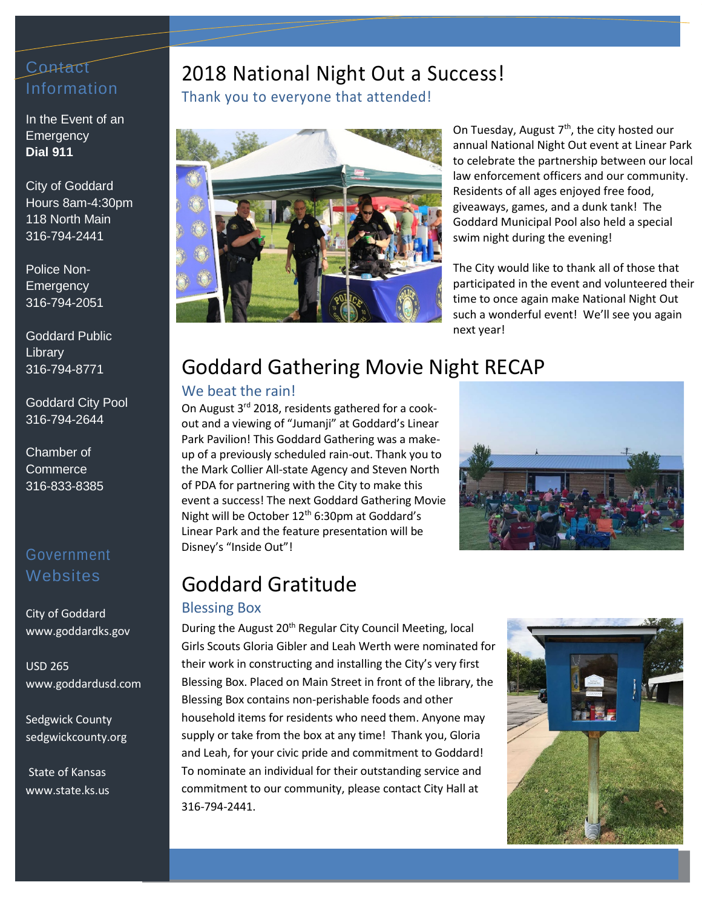## Contact Information

In the Event of an Emergency
**Dial 911**

City of Goddard
Hours 8am-4:30pm
118 North Main
316-794-2441

Police Non-Emergency
316-794-2051

Goddard Public Library
316-794-8771

Goddard City Pool
316-794-2644

Chamber of Commerce
316-833-8385

## Government Websites

City of Goddard
www.goddardks.gov

USD 265
www.goddardusd.com

Sedgwick County
sedgwickcounty.org

State of Kansas
www.state.ks.us

# 2018 National Night Out a Success!

### Thank you to everyone that attended!

On Tuesday, August 7th, the city hosted our annual National Night Out event at Linear Park to celebrate the partnership between our local law enforcement officers and our community. Residents of all ages enjoyed free food, giveaways, games, and a dunk tank! The Goddard Municipal Pool also held a special swim night during the evening!

The City would like to thank all of those that participated in the event and volunteered their time to once again make National Night Out such a wonderful event! We'll see you again next year!

# Goddard Gathering Movie Night RECAP

### We beat the rain!

On August 3rd 2018, residents gathered for a cook-out and a viewing of "Jumanji" at Goddard's Linear Park Pavilion! This Goddard Gathering was a make-up of a previously scheduled rain-out. Thank you to the Mark Collier All-state Agency and Steven North of PDA for partnering with the City to make this event a success! The next Goddard Gathering Movie Night will be October 12th 6:30pm at Goddard's Linear Park and the feature presentation will be Disney's "Inside Out"!

# Goddard Gratitude

### Blessing Box

During the August 20th Regular City Council Meeting, local Girls Scouts Gloria Gibler and Leah Werth were nominated for their work in constructing and installing the City's very first Blessing Box. Placed on Main Street in front of the library, the Blessing Box contains non-perishable foods and other household items for residents who need them. Anyone may supply or take from the box at any time! Thank you, Gloria and Leah, for your civic pride and commitment to Goddard! To nominate an individual for their outstanding service and commitment to our community, please contact City Hall at 316-794-2441.